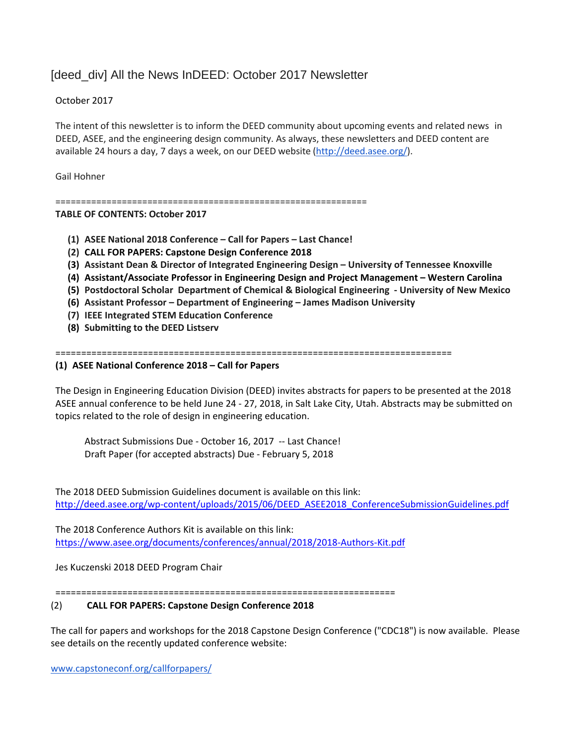# [deed_div] All the News InDEED: October 2017 Newsletter

October 2017

The intent of this newsletter is to inform the DEED community about upcoming events and related news in DEED, ASEE, and the engineering design community. As always, these newsletters and DEED content are available 24 hours a day, 7 days a week, on our DEED website (http://deed.asee.org/).

Gail Hohner

==============================================================

**TABLE OF CONTENTS: October 2017**

1. **ASEE National 2018 Conference – Call for Papers – Last Chance!**
2. **CALL FOR PAPERS: Capstone Design Conference 2018**
3. **Assistant Dean & Director of Integrated Engineering Design – University of Tennessee Knoxville**
4. **Assistant/Associate Professor in Engineering Design and Project Management – Western Carolina**
5. **Postdoctoral Scholar Department of Chemical & Biological Engineering - University of New Mexico**
6. **Assistant Professor – Department of Engineering – James Madison University**
7. **IEEE Integrated STEM Education Conference**
8. **Submitting to the DEED Listserv**

==============================================================================

**(1) ASEE National Conference 2018 – Call for Papers**

The Design in Engineering Education Division (DEED) invites abstracts for papers to be presented at the 2018 ASEE annual conference to be held June 24 - 27, 2018, in Salt Lake City, Utah. Abstracts may be submitted on topics related to the role of design in engineering education.

> Abstract Submissions Due - October 16, 2017 -- Last Chance!
> Draft Paper (for accepted abstracts) Due - February 5, 2018

The 2018 DEED Submission Guidelines document is available on this link:
http://deed.asee.org/wp-content/uploads/2015/06/DEED_ASEE2018_ConferenceSubmissionGuidelines.pdf

The 2018 Conference Authors Kit is available on this link:
https://www.asee.org/documents/conferences/annual/2018/2018-Authors-Kit.pdf

Jes Kuczenski 2018 DEED Program Chair

=================================================================

(2) **CALL FOR PAPERS: Capstone Design Conference 2018**

The call for papers and workshops for the 2018 Capstone Design Conference ("CDC18") is now available. Please see details on the recently updated conference website:

www.capstoneconf.org/callforpapers/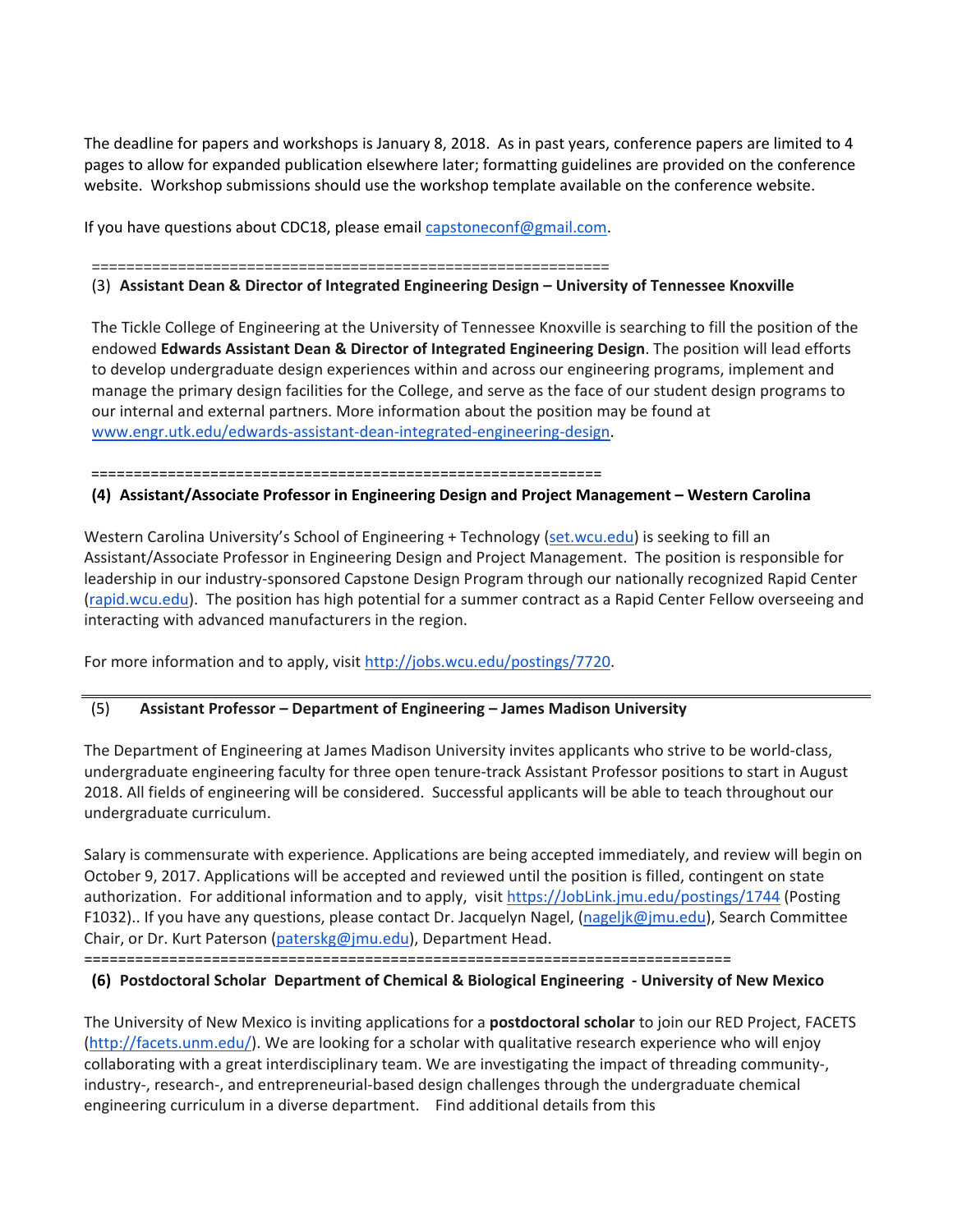The deadline for papers and workshops is January 8, 2018. As in past years, conference papers are limited to 4 pages to allow for expanded publication elsewhere later; formatting guidelines are provided on the conference website. Workshop submissions should use the workshop template available on the conference website.

If you have questions about CDC18, please email capstoneconf@gmail.com.

============================================================

**(3) Assistant Dean & Director of Integrated Engineering Design – University of Tennessee Knoxville**

The Tickle College of Engineering at the University of Tennessee Knoxville is searching to fill the position of the endowed **Edwards Assistant Dean & Director of Integrated Engineering Design**. The position will lead efforts to develop undergraduate design experiences within and across our engineering programs, implement and manage the primary design facilities for the College, and serve as the face of our student design programs to our internal and external partners. More information about the position may be found at www.engr.utk.edu/edwards-assistant-dean-integrated-engineering-design.

============================================================

**(4) Assistant/Associate Professor in Engineering Design and Project Management – Western Carolina**

Western Carolina University's School of Engineering + Technology (set.wcu.edu) is seeking to fill an Assistant/Associate Professor in Engineering Design and Project Management. The position is responsible for leadership in our industry-sponsored Capstone Design Program through our nationally recognized Rapid Center (rapid.wcu.edu). The position has high potential for a summer contract as a Rapid Center Fellow overseeing and interacting with advanced manufacturers in the region.

For more information and to apply, visit http://jobs.wcu.edu/postings/7720.

---

**(5) Assistant Professor – Department of Engineering – James Madison University**

The Department of Engineering at James Madison University invites applicants who strive to be world-class, undergraduate engineering faculty for three open tenure-track Assistant Professor positions to start in August 2018. All fields of engineering will be considered. Successful applicants will be able to teach throughout our undergraduate curriculum.

Salary is commensurate with experience. Applications are being accepted immediately, and review will begin on October 9, 2017. Applications will be accepted and reviewed until the position is filled, contingent on state authorization. For additional information and to apply, visit https://JobLink.jmu.edu/postings/1744 (Posting F1032).. If you have any questions, please contact Dr. Jacquelyn Nagel, (nageljk@jmu.edu), Search Committee Chair, or Dr. Kurt Paterson (patersk​g@jmu.edu), Department Head.

==========================================================================

**(6) Postdoctoral Scholar Department of Chemical & Biological Engineering - University of New Mexico**

The University of New Mexico is inviting applications for a **postdoctoral scholar** to join our RED Project, FACETS (http://facets.unm.edu/). We are looking for a scholar with qualitative research experience who will enjoy collaborating with a great interdisciplinary team. We are investigating the impact of threading community-, industry-, research-, and entrepreneurial-based design challenges through the undergraduate chemical engineering curriculum in a diverse department. Find additional details from this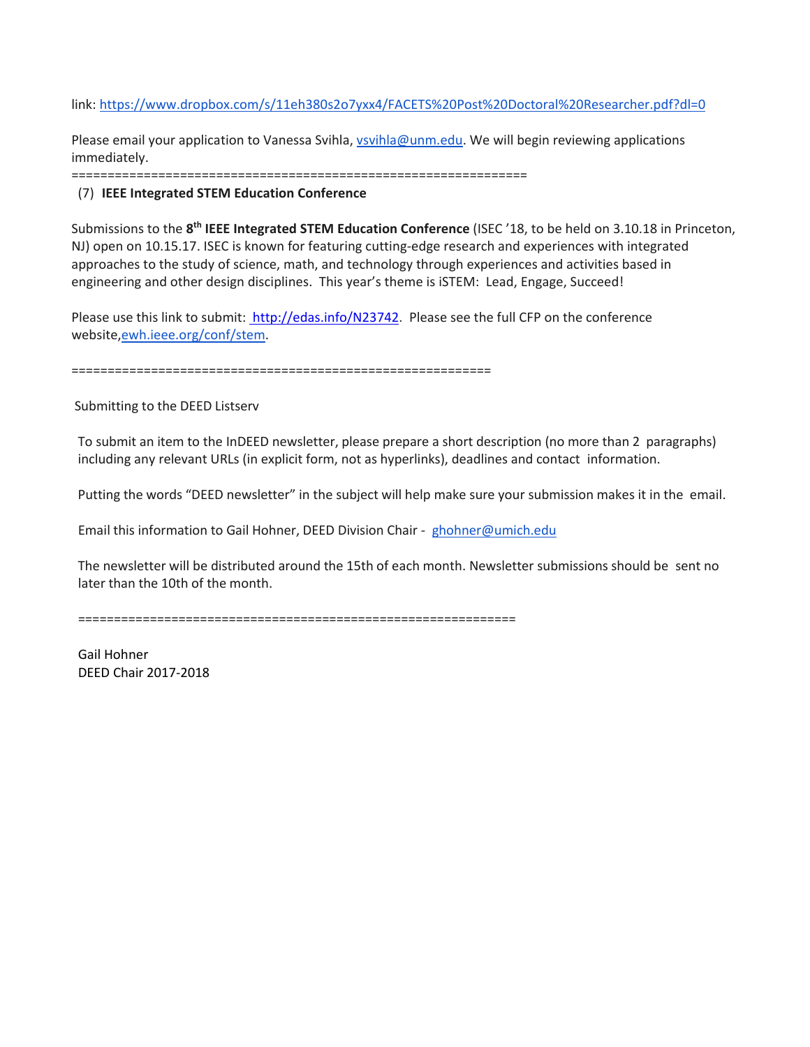link: https://www.dropbox.com/s/11eh380s2o7yxx4/FACETS%20Post%20Doctoral%20Researcher.pdf?dl=0

Please email your application to Vanessa Svihla, vsvihla@unm.edu. We will begin reviewing applications immediately.

================================================================

(7) **IEEE Integrated STEM Education Conference**

Submissions to the **8th IEEE Integrated STEM Education Conference** (ISEC '18, to be held on 3.10.18 in Princeton, NJ) open on 10.15.17. ISEC is known for featuring cutting-edge research and experiences with integrated approaches to the study of science, math, and technology through experiences and activities based in engineering and other design disciplines. This year's theme is iSTEM: Lead, Engage, Succeed!

Please use this link to submit: http://edas.info/N23742. Please see the full CFP on the conference website, ewh.ieee.org/conf/stem.

==========================================================

Submitting to the DEED Listserv

To submit an item to the InDEED newsletter, please prepare a short description (no more than 2 paragraphs) including any relevant URLs (in explicit form, not as hyperlinks), deadlines and contact information.

Putting the words "DEED newsletter" in the subject will help make sure your submission makes it in the email.

Email this information to Gail Hohner, DEED Division Chair - ghohner@umich.edu

The newsletter will be distributed around the 15th of each month. Newsletter submissions should be sent no later than the 10th of the month.

============================================================

Gail Hohner
DEED Chair 2017-2018